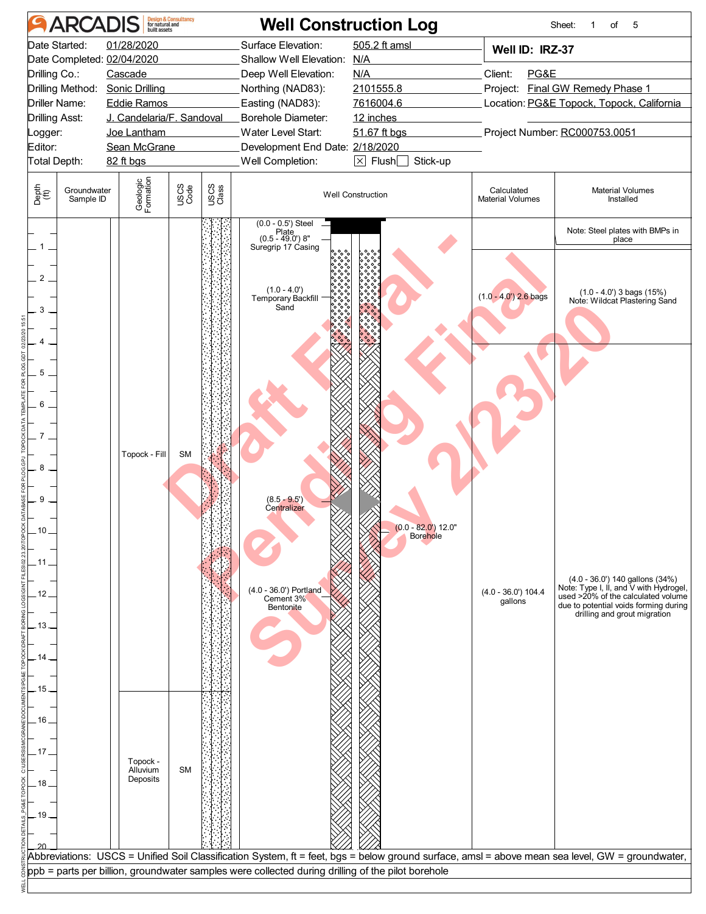# ARCADIS Well Construction Log

**Well ID: IRZ-37**

| | | | |
|---|---|---|---|
| Date Started: | 01/28/2020 | Surface Elevation: | 505.2 ft amsl |
| Date Completed: | 02/04/2020 | Shallow Well Elevation: | N/A |
| Drilling Co.: | Cascade | Deep Well Elevation: | N/A |
| Drilling Method: | Sonic Drilling | Northing (NAD83): | 2101555.8 |
| Driller Name: | Eddie Ramos | Easting (NAD83): | 7616004.6 |
| Drilling Asst: | J. Candelaria/F. Sandoval | Borehole Diameter: | 12 inches |
| Logger: | Joe Lantham | Water Level Start: | 51.67 ft bgs |
| Editor: | Sean McGrane | Development End Date: | 2/18/2020 |
| Total Depth: | 82 ft bgs | Well Completion: | ☒ Flush ☐ Stick-up |

Client: PG&E
Project: Final GW Remedy Phase 1
Location: PG&E Topock, Topock, California
Project Number: RC000753.0051

| Depth (ft) | Groundwater Sample ID | Geologic Formation | USCS Code | Well Construction | Calculated Material Volumes | Material Volumes Installed |
|---|---|---|---|---|---|---|
| 0–1 | | Topock - Fill | SM | (0.0 - 0.5') Steel Plate; (0.5 - 49.0') 8" Suregrip 17 Casing | | Note: Steel plates with BMPs in place |
| 1–4 | | | | (1.0 - 4.0') Temporary Backfill Sand | (1.0 - 4.0') 2.6 bags | (1.0 - 4.0') 3 bags (15%) Note: Wildcat Plastering Sand |
| 4–15 | | | | (8.5 - 9.5') Centralizer; (0.0 - 82.0') 12.0" Borehole; (4.0 - 36.0') Portland Cement 3% Bentonite | (4.0 - 36.0') 104.4 gallons | (4.0 - 36.0') 140 gallons (34%) Note: Type I, II, and V with Hydrogel, used >20% of the calculated volume due to potential voids forming during drilling and grout migration |
| 15–20 | | Topock - Alluvium Deposits | SM | | | |

Abbreviations: USCS = Unified Soil Classification System, ft = feet, bgs = below ground surface, amsl = above mean sea level, GW = groundwater, ppb = parts per billion, groundwater samples were collected during drilling of the pilot borehole

Draft Final - Pending Final Survey 2/23/20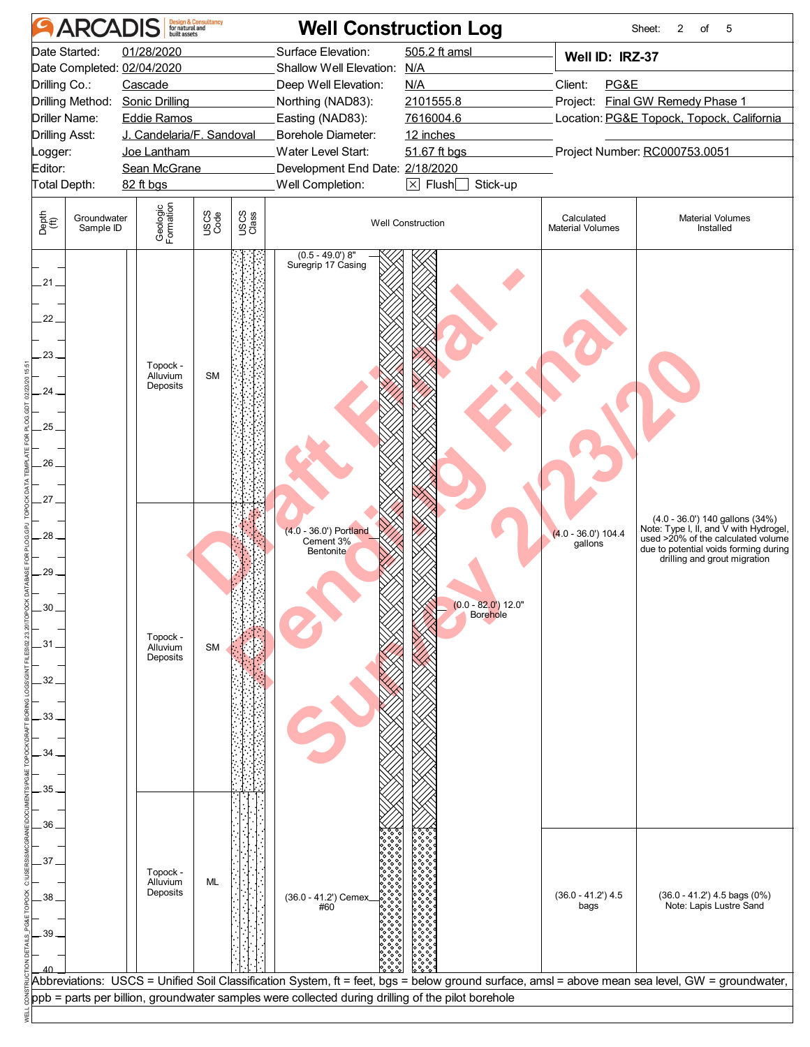# ARCADIS — Well Construction Log

Sheet: 2 of 5

| | | | |
|---|---|---|---|
| Date Started: | 01/28/2020 | Surface Elevation: | 505.2 ft amsl |
| Date Completed: | 02/04/2020 | Shallow Well Elevation: | N/A |
| Drilling Co.: | Cascade | Deep Well Elevation: | N/A |
| Drilling Method: | Sonic Drilling | Northing (NAD83): | 2101555.8 |
| Driller Name: | Eddie Ramos | Easting (NAD83): | 7616004.6 |
| Drilling Asst: | J. Candelaria/F. Sandoval | Borehole Diameter: | 12 inches |
| Logger: | Joe Lantham | Water Level Start: | 51.67 ft bgs |
| Editor: | Sean McGrane | Development End Date: | 2/18/2020 |
| Total Depth: | 82 ft bgs | Well Completion: | [X] Flush [ ] Stick-up |

**Well ID: IRZ-37**

Client: PG&E
Project: Final GW Remedy Phase 1
Location: PG&E Topock, Topock, California
Project Number: RC000753.0051

| Depth (ft) | Groundwater Sample ID | Geologic Formation | USCS Code | Well Construction | Calculated Material Volumes | Material Volumes Installed |
|---|---|---|---|---|---|---|
| 20–27 | | Topock - Alluvium Deposits | SM | (0.5 - 49.0') 8" Suregrip 17 Casing | | |
| 27–35 | | Topock - Alluvium Deposits | SM | (4.0 - 36.0') Portland Cement 3% Bentonite; (0.0 - 82.0') 12.0" Borehole | (4.0 - 36.0') 104.4 gallons | (4.0 - 36.0') 140 gallons (34%) Note: Type I, II, and V with Hydrogel, used >20% of the calculated volume due to potential voids forming during drilling and grout migration |
| 35–40 | | Topock - Alluvium Deposits | ML | (36.0 - 41.2') Cemex #60 | (36.0 - 41.2') 4.5 bags | (36.0 - 41.2') 4.5 bags (0%) Note: Lapis Lustre Sand |

Draft Final - Pending Final Survey 2/23/20

Abbreviations: USCS = Unified Soil Classification System, ft = feet, bgs = below ground surface, amsl = above mean sea level, GW = groundwater, ppb = parts per billion, groundwater samples were collected during drilling of the pilot borehole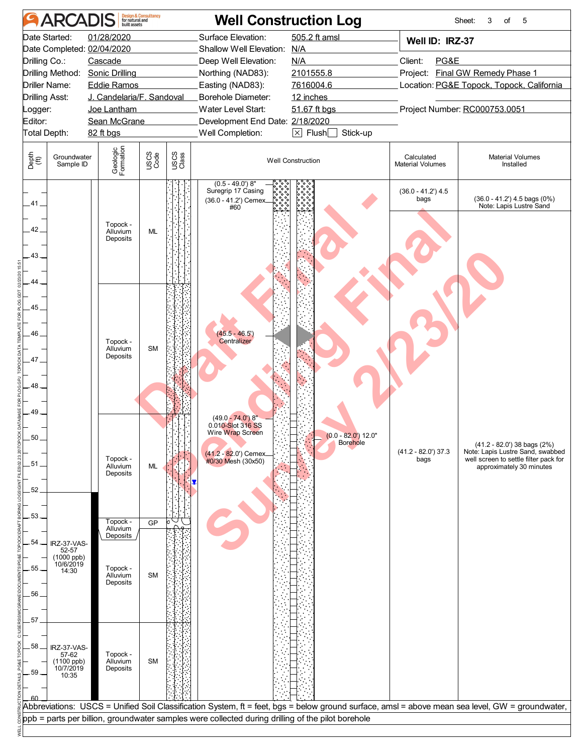# ARCADIS Well Construction Log

Sheet: 3 of 5

| | | | |
|---|---|---|---|
| Date Started: | 01/28/2020 | Surface Elevation: | 505.2 ft amsl |
| Date Completed: | 02/04/2020 | Shallow Well Elevation: | N/A |
| Drilling Co.: | Cascade | Deep Well Elevation: | N/A |
| Drilling Method: | Sonic Drilling | Northing (NAD83): | 2101555.8 |
| Driller Name: | Eddie Ramos | Easting (NAD83): | 7616004.6 |
| Drilling Asst: | J. Candelaria/F. Sandoval | Borehole Diameter: | 12 inches |
| Logger: | Joe Lantham | Water Level Start: | 51.67 ft bgs |
| Editor: | Sean McGrane | Development End Date: | 2/18/2020 |
| Total Depth: | 82 ft bgs | Well Completion: | ☒ Flush ☐ Stick-up |

**Well ID: IRZ-37**

Client: PG&E
Project: Final GW Remedy Phase 1
Location: PG&E Topock, Topock, California
Project Number: RC000753.0051

Draft Final - Pending Final Survey 2/23/20

| Depth (ft) | Groundwater Sample ID | Geologic Formation | USCS Code | Well Construction | Calculated Material Volumes | Material Volumes Installed |
|---|---|---|---|---|---|---|
| 41–44 | | Topock - Alluvium Deposits | ML | (0.5 - 49.0') 8" Suregrip 17 Casing; (36.0 - 41.2') Cemex #60 | (36.0 - 41.2') 4.5 bags | (36.0 - 41.2') 4.5 bags (0%) Note: Lapis Lustre Sand |
| 44–49 | | Topock - Alluvium Deposits | SM | (45.5 - 46.5') Centralizer | | |
| 49–53 | | Topock - Alluvium Deposits | ML | (49.0 - 74.0') 8" 0.010-Slot 316 SS Wire Wrap Screen; (41.2 - 82.0') Cemex #0/30 Mesh (30x50); (0.0 - 82.0') 12.0" Borehole | (41.2 - 82.0') 37.3 bags | (41.2 - 82.0') 38 bags (2%) Note: Lapis Lustre Sand, swabbed well screen to settle filter pack for approximately 30 minutes |
| 53–53.5 | | Topock - Alluvium Deposits | GP | | | |
| 53.5–57 | IRZ-37-VAS-52-57 (1000 ppb) 10/6/2019 14:30 | Topock - Alluvium Deposits | SM | | | |
| 57–60 | IRZ-37-VAS-57-62 (1100 ppb) 10/7/2019 10:35 | Topock - Alluvium Deposits | SM | | | |

Abbreviations: USCS = Unified Soil Classification System, ft = feet, bgs = below ground surface, amsl = above mean sea level, GW = groundwater, ppb = parts per billion, groundwater samples were collected during drilling of the pilot borehole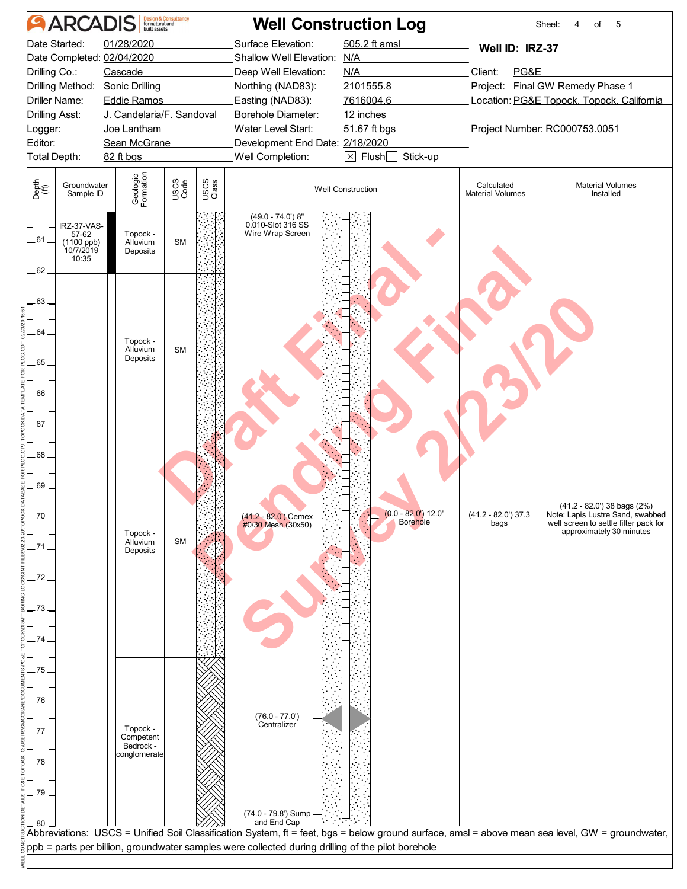# ARCADIS — Well Construction Log

Sheet: 4 of 5

| | | | |
|---|---|---|---|
| Date Started: | 01/28/2020 | Surface Elevation: | 505.2 ft amsl |
| Date Completed: | 02/04/2020 | Shallow Well Elevation: | N/A |
| Drilling Co.: | Cascade | Deep Well Elevation: | N/A |
| Drilling Method: | Sonic Drilling | Northing (NAD83): | 2101555.8 |
| Driller Name: | Eddie Ramos | Easting (NAD83): | 7616004.6 |
| Drilling Asst: | J. Candelaria/F. Sandoval | Borehole Diameter: | 12 inches |
| Logger: | Joe Lantham | Water Level Start: | 51.67 ft bgs |
| Editor: | Sean McGrane | Development End Date: | 2/18/2020 |
| Total Depth: | 82 ft bgs | Well Completion: | [X] Flush [ ] Stick-up |

**Well ID: IRZ-37**

Client: PG&E
Project: Final GW Remedy Phase 1
Location: PG&E Topock, Topock, California
Project Number: RC000753.0051

Draft Final - Pending Final Survey 2/23/20

| Depth (ft) | Groundwater Sample ID | Geologic Formation | USCS Code | USCS Class | Well Construction | Calculated Material Volumes | Material Volumes Installed |
|---|---|---|---|---|---|---|---|
| 60–62 | IRZ-37-VAS-57-62 (1100 ppb) 10/7/2019 10:35 | Topock - Alluvium Deposits | SM | | (49.0 - 74.0') 8" 0.010-Slot 316 SS Wire Wrap Screen | | |
| 62–67 | | Topock - Alluvium Deposits | SM | | | | |
| 67–74.5 | | Topock - Alluvium Deposits | SM | | (41.2 - 82.0') Cemex #0/30 Mesh (30x50); (0.0 - 82.0') 12.0" Borehole | (41.2 - 82.0') 37.3 bags | (41.2 - 82.0') 38 bags (2%) Note: Lapis Lustre Sand, swabbed well screen to settle filter pack for approximately 30 minutes |
| 74.5–80 | | Topock - Competent Bedrock - conglomerate | | | (76.0 - 77.0') Centralizer; (74.0 - 79.8') Sump and End Cap | | |

Abbreviations: USCS = Unified Soil Classification System, ft = feet, bgs = below ground surface, amsl = above mean sea level, GW = groundwater, ppb = parts per billion, groundwater samples were collected during drilling of the pilot borehole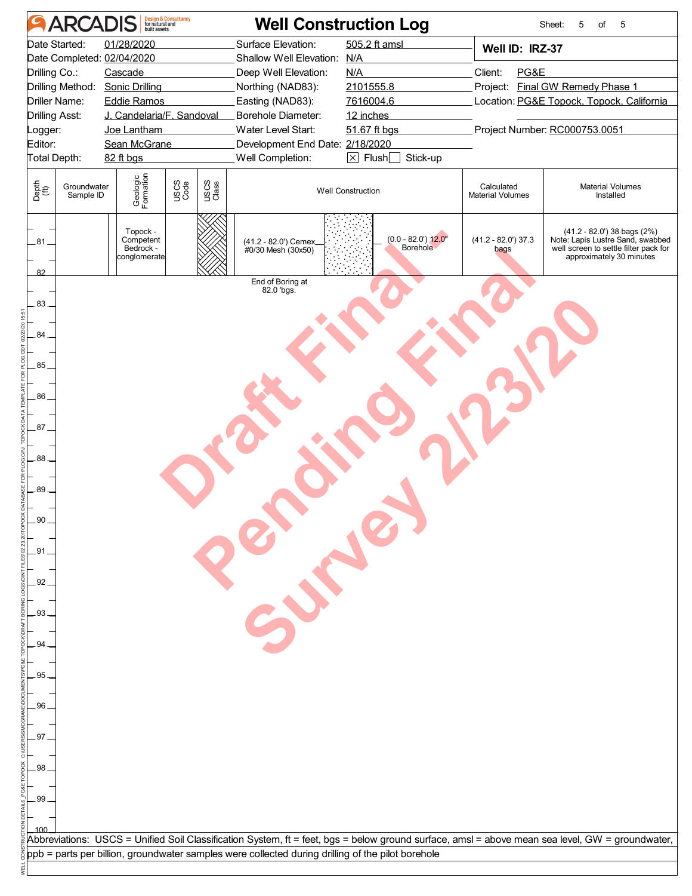# ARCADIS Well Construction Log

Sheet: 5 of 5

| | | | |
|---|---|---|---|
| Date Started: | 01/28/2020 | Surface Elevation: | 505.2 ft amsl |
| Date Completed: | 02/04/2020 | Shallow Well Elevation: | N/A |
| Drilling Co.: | Cascade | Deep Well Elevation: | N/A |
| Drilling Method: | Sonic Drilling | Northing (NAD83): | 2101555.8 |
| Driller Name: | Eddie Ramos | Easting (NAD83): | 7616004.6 |
| Drilling Asst: | J. Candelaria/F. Sandoval | Borehole Diameter: | 12 inches |
| Logger: | Joe Lantham | Water Level Start: | 51.67 ft bgs |
| Editor: | Sean McGrane | Development End Date: | 2/18/2020 |
| Total Depth: | 82 ft bgs | Well Completion: | ☒ Flush ☐ Stick-up |

**Well ID: IRZ-37**

Client: PG&E
Project: Final GW Remedy Phase 1
Location: PG&E Topock, Topock, California
Project Number: RC000753.0051

| Depth (ft) | Groundwater Sample ID | Geologic Formation | USCS Code | USCS Class | Well Construction | Calculated Material Volumes | Material Volumes Installed |
|---|---|---|---|---|---|---|---|
| 81–82 | | Topock - Competent Bedrock - conglomerate | | | (41.2 - 82.0') Cemex #0/30 Mesh (30x50); (0.0 - 82.0') 12.0" Borehole | (41.2 - 82.0') 37.3 bags | (41.2 - 82.0') 38 bags (2%) Note: Lapis Lustre Sand, swabbed well screen to settle filter pack for approximately 30 minutes |

End of Boring at 82.0 'bgs.

Draft Final - Pending Final Survey 2/23/20

Abbreviations: USCS = Unified Soil Classification System, ft = feet, bgs = below ground surface, amsl = above mean sea level, GW = groundwater, ppb = parts per billion, groundwater samples were collected during drilling of the pilot borehole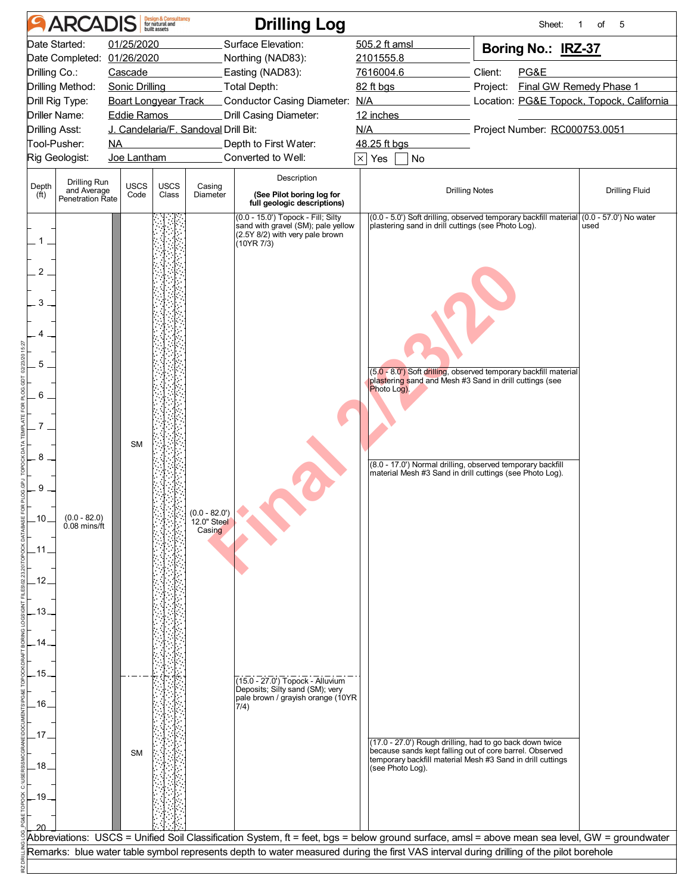# ARCADIS Drilling Log

| | | | |
|---|---|---|---|
| Date Started: | 01/25/2020 | Surface Elevation: | 505.2 ft amsl |
| Date Completed: | 01/26/2020 | Northing (NAD83): | 2101555.8 |
| Drilling Co.: | Cascade | Easting (NAD83): | 7616004.6 |
| Drilling Method: | Sonic Drilling | Total Depth: | 82 ft bgs |
| Drill Rig Type: | Boart Longyear Track | Conductor Casing Diameter: | N/A |
| Driller Name: | Eddie Ramos | Drill Casing Diameter: | 12 inches |
| Drilling Asst: | J. Candelaria/F. Sandoval | Drill Bit: | N/A |
| Tool-Pusher: | NA | Depth to First Water: | 48.25 ft bgs |
| Rig Geologist: | Joe Lantham | Converted to Well: | [X] Yes [ ] No |

**Boring No.: IRZ-37**

Client: PG&E
Project: Final GW Remedy Phase 1
Location: PG&E Topock, Topock, California
Project Number: RC000753.0051

| Depth (ft) | Drilling Run and Average Penetration Rate | USCS Code | USCS Class | Casing Diameter | Description (See Pilot boring log for full geologic descriptions) | Drilling Notes | Drilling Fluid |
|---|---|---|---|---|---|---|---|
| 0 - 15 | (0.0 - 82.0) 0.08 mins/ft | SM | | (0.0 - 82.0') 12.0" Steel Casing | (0.0 - 15.0') Topock - Fill; Silty sand with gravel (SM); pale yellow (2.5Y 8/2) with very pale brown (10YR 7/3) | (0.0 - 5.0') Soft drilling, observed temporary backfill material plastering sand in drill cuttings (see Photo Log). | (0.0 - 57.0') No water used |
| | | | | | | (5.0 - 8.0') Soft drilling, observed temporary backfill material plastering sand and Mesh #3 Sand in drill cuttings (see Photo Log). | |
| | | | | | | (8.0 - 17.0') Normal drilling, observed temporary backfill material Mesh #3 Sand in drill cuttings (see Photo Log). | |
| 15 - 20 | | SM | | | (15.0 - 27.0') Topock - Alluvium Deposits; Silty sand (SM); very pale brown / grayish orange (10YR 7/4) | | |
| | | | | | | (17.0 - 27.0') Rough drilling, had to go back down twice because sands kept falling out of core barrel. Observed temporary backfill material Mesh #3 Sand in drill cuttings (see Photo Log). | |

Final 2/23/20

Abbreviations: USCS = Unified Soil Classification System, ft = feet, bgs = below ground surface, amsl = above mean sea level, GW = groundwater

Remarks: blue water table symbol represents depth to water measured during the first VAS interval during drilling of the pilot borehole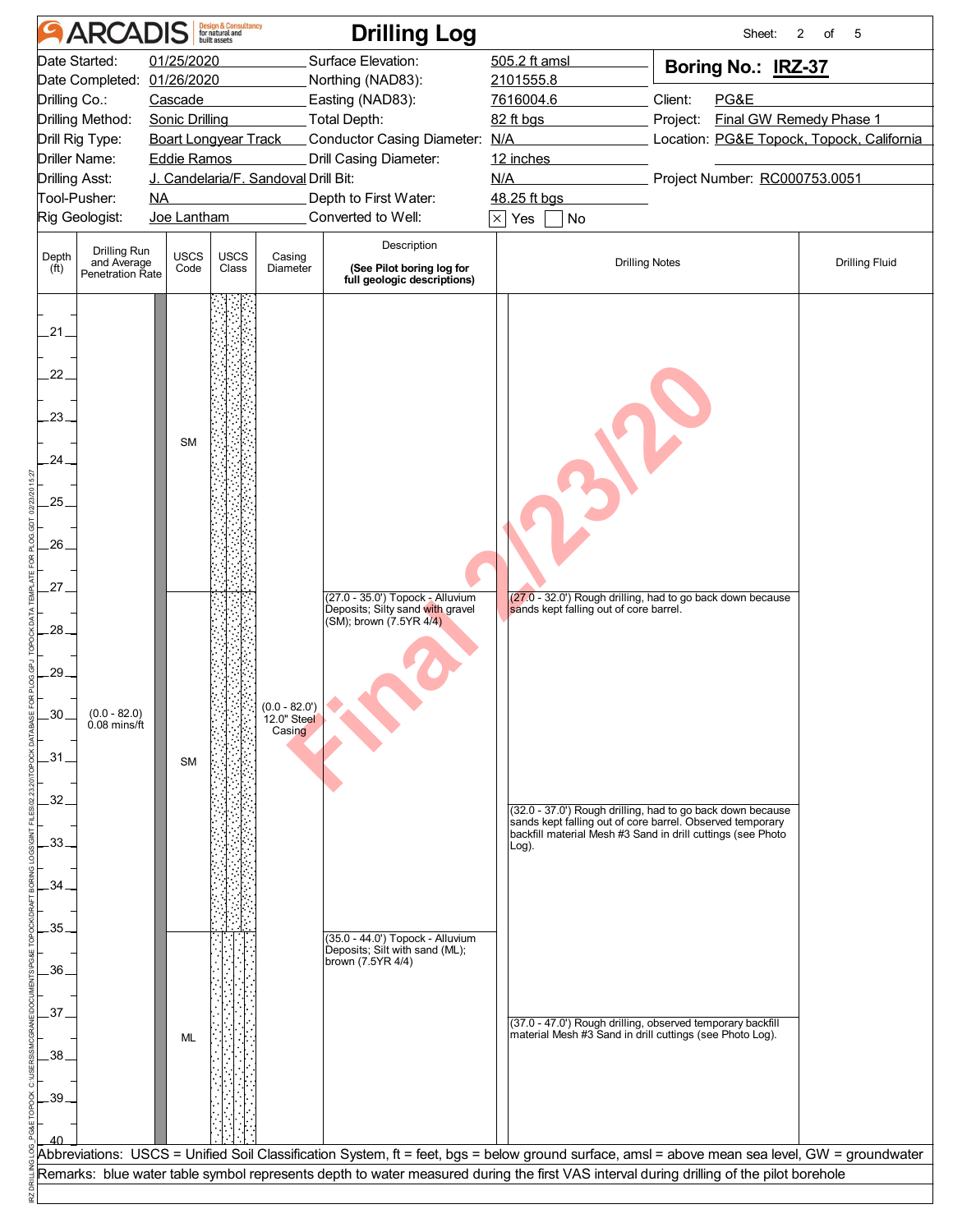# ARCADIS Drilling Log

Sheet: 2 of 5

| | | | |
|---|---|---|---|
| Date Started: | 01/25/2020 | Surface Elevation: | 505.2 ft amsl |
| Date Completed: | 01/26/2020 | Northing (NAD83): | 2101555.8 |
| Drilling Co.: | Cascade | Easting (NAD83): | 7616004.6 |
| Drilling Method: | Sonic Drilling | Total Depth: | 82 ft bgs |
| Drill Rig Type: | Boart Longyear Track | Conductor Casing Diameter: | N/A |
| Driller Name: | Eddie Ramos | Drill Casing Diameter: | 12 inches |
| Drilling Asst: | J. Candelaria/F. Sandoval | Drill Bit: | N/A |
| Tool-Pusher: | NA | Depth to First Water: | 48.25 ft bgs |
| Rig Geologist: | Joe Lantham | Converted to Well: | [X] Yes [ ] No |

**Boring No.: IRZ-37**

Client: PG&E
Project: Final GW Remedy Phase 1
Location: PG&E Topock, Topock, California
Project Number: RC000753.0051

| Depth (ft) | Drilling Run and Average Penetration Rate | USCS Code | Casing Diameter | Description (See Pilot boring log for full geologic descriptions) | Drilling Notes | Drilling Fluid |
|---|---|---|---|---|---|---|
| 21–27 | | SM | | | | |
| 27–35 | (0.0 - 82.0) 0.08 mins/ft | SM | (0.0 - 82.0') 12.0" Steel Casing | (27.0 - 35.0') Topock - Alluvium Deposits; Silty sand with gravel (SM); brown (7.5YR 4/4) | (27.0 - 32.0') Rough drilling, had to go back down because sands kept falling out of core barrel. | |
| | | | | | (32.0 - 37.0') Rough drilling, had to go back down because sands kept falling out of core barrel. Observed temporary backfill material Mesh #3 Sand in drill cuttings (see Photo Log). | |
| 35–40 | | ML | | (35.0 - 44.0') Topock - Alluvium Deposits; Silt with sand (ML); brown (7.5YR 4/4) | (37.0 - 47.0') Rough drilling, observed temporary backfill material Mesh #3 Sand in drill cuttings (see Photo Log). | |

Final 2/23/20

Abbreviations: USCS = Unified Soil Classification System, ft = feet, bgs = below ground surface, amsl = above mean sea level, GW = groundwater

Remarks: blue water table symbol represents depth to water measured during the first VAS interval during drilling of the pilot borehole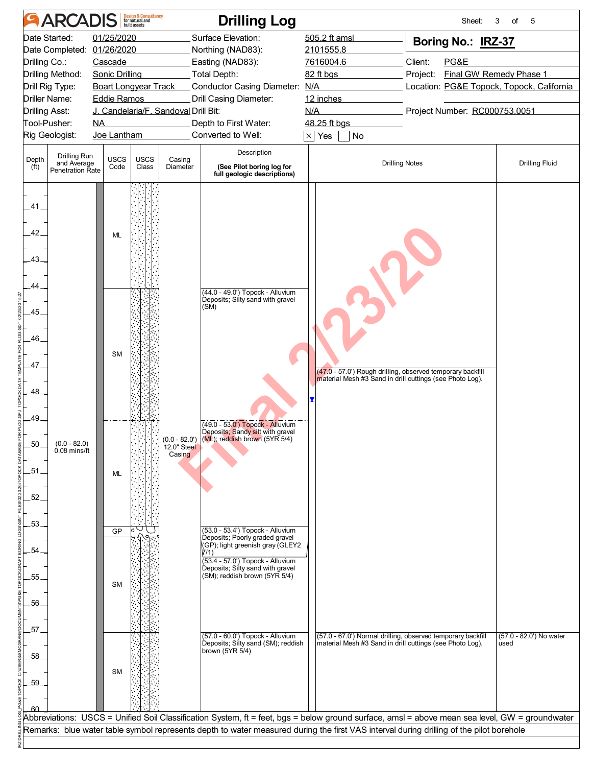# ARCADIS Drilling Log

**Boring No.: IRZ-37**

| | | | |
|---|---|---|---|
| Date Started: | 01/25/2020 | Surface Elevation: | 505.2 ft amsl |
| Date Completed: | 01/26/2020 | Northing (NAD83): | 2101555.8 |
| Drilling Co.: | Cascade | Easting (NAD83): | 7616004.6 |
| Drilling Method: | Sonic Drilling | Total Depth: | 82 ft bgs |
| Drill Rig Type: | Boart Longyear Track | Conductor Casing Diameter: | N/A |
| Driller Name: | Eddie Ramos | Drill Casing Diameter: | 12 inches |
| Drilling Asst: | J. Candelaria/F. Sandoval | Drill Bit: | N/A |
| Tool-Pusher: | NA | Depth to First Water: | 48.25 ft bgs |
| Rig Geologist: | Joe Lantham | Converted to Well: | ☒ Yes ☐ No |

Client: PG&E
Project: Final GW Remedy Phase 1
Location: PG&E Topock, Topock, California
Project Number: RC000753.0051

| Depth (ft) | Drilling Run and Average Penetration Rate | USCS Code | Casing Diameter | Description (See Pilot boring log for full geologic descriptions) | Drilling Notes | Drilling Fluid |
|---|---|---|---|---|---|---|
| 41–44 | | ML | | | | |
| 44–49 | | SM | | (44.0 - 49.0') Topock - Alluvium Deposits; Silty sand with gravel (SM) | (47.0 - 57.0') Rough drilling, observed temporary backfill material Mesh #3 Sand in drill cuttings (see Photo Log). | |
| 49–53 | (0.0 - 82.0) 0.08 mins/ft | ML | (0.0 - 82.0') 12.0" Steel Casing | (49.0 - 53.0') Topock - Alluvium Deposits; Sandy silt with gravel (ML); reddish brown (5YR 5/4) | | |
| 53–53.4 | | GP | | (53.0 - 53.4') Topock - Alluvium Deposits; Poorly graded gravel (GP); light greenish gray (GLEY2 7/1) | | |
| 53.4–57 | | SM | | (53.4 - 57.0') Topock - Alluvium Deposits; Silty sand with gravel (SM); reddish brown (5YR 5/4) | | |
| 57–60 | | SM | | (57.0 - 60.0') Topock - Alluvium Deposits; Silty sand (SM); reddish brown (5YR 5/4) | (57.0 - 67.0') Normal drilling, observed temporary backfill material Mesh #3 Sand in drill cuttings (see Photo Log). | (57.0 - 82.0') No water used |

Final 2/23/20

Abbreviations: USCS = Unified Soil Classification System, ft = feet, bgs = below ground surface, amsl = above mean sea level, GW = groundwater

Remarks: blue water table symbol represents depth to water measured during the first VAS interval during drilling of the pilot borehole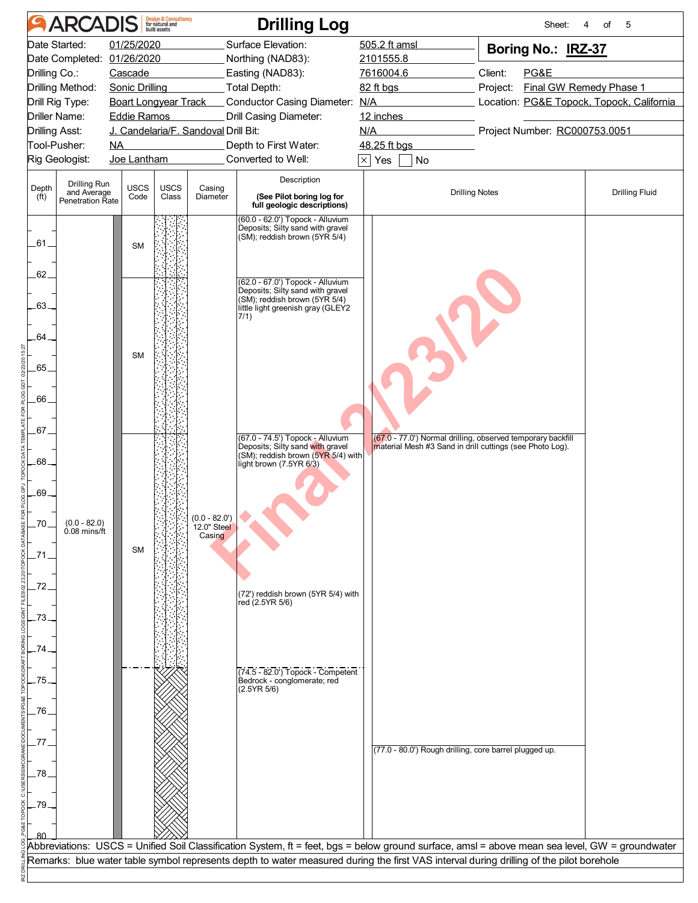# ARCADIS Drilling Log

Sheet: 4 of 5

| | | | |
|---|---|---|---|
| Date Started: | 01/25/2020 | Surface Elevation: | 505.2 ft amsl |
| Date Completed: | 01/26/2020 | Northing (NAD83): | 2101555.8 |
| Drilling Co.: | Cascade | Easting (NAD83): | 7616004.6 |
| Drilling Method: | Sonic Drilling | Total Depth: | 82 ft bgs |
| Drill Rig Type: | Boart Longyear Track | Conductor Casing Diameter: | N/A |
| Driller Name: | Eddie Ramos | Drill Casing Diameter: | 12 inches |
| Drilling Asst: | J. Candelaria/F. Sandoval | Drill Bit: | N/A |
| Tool-Pusher: | NA | Depth to First Water: | 48.25 ft bgs |
| Rig Geologist: | Joe Lantham | Converted to Well: | ☒ Yes ☐ No |

**Boring No.: IRZ-37**

Client: PG&E
Project: Final GW Remedy Phase 1
Location: PG&E Topock, Topock, California
Project Number: RC000753.0051

| Depth (ft) | Drilling Run and Average Penetration Rate | USCS Code | Casing Diameter | Description (See Pilot boring log for full geologic descriptions) | Drilling Notes | Drilling Fluid |
|---|---|---|---|---|---|---|
| 60–62 | (0.0 - 82.0) 0.08 mins/ft | SM | (0.0 - 82.0') 12.0" Steel Casing | (60.0 - 62.0') Topock - Alluvium Deposits; Silty sand with gravel (SM); reddish brown (5YR 5/4) | | |
| 62–67 | | SM | | (62.0 - 67.0') Topock - Alluvium Deposits; Silty sand with gravel (SM); reddish brown (5YR 5/4) little light greenish gray (GLEY2 7/1) | | |
| 67–74.5 | | SM | | (67.0 - 74.5') Topock - Alluvium Deposits; Silty sand with gravel (SM); reddish brown (5YR 5/4) with light brown (7.5YR 6/3)<br>(72') reddish brown (5YR 5/4) with red (2.5YR 5/6) | (67.0 - 77.0') Normal drilling, observed temporary backfill material Mesh #3 Sand in drill cuttings (see Photo Log). | |
| 74.5–80 | | | | (74.5 - 82.0') Topock - Competent Bedrock - conglomerate; red (2.5YR 5/6) | (77.0 - 80.0') Rough drilling, core barrel plugged up. | |

Abbreviations: USCS = Unified Soil Classification System, ft = feet, bgs = below ground surface, amsl = above mean sea level, GW = groundwater

Remarks: blue water table symbol represents depth to water measured during the first VAS interval during drilling of the pilot borehole

Final 2/23/20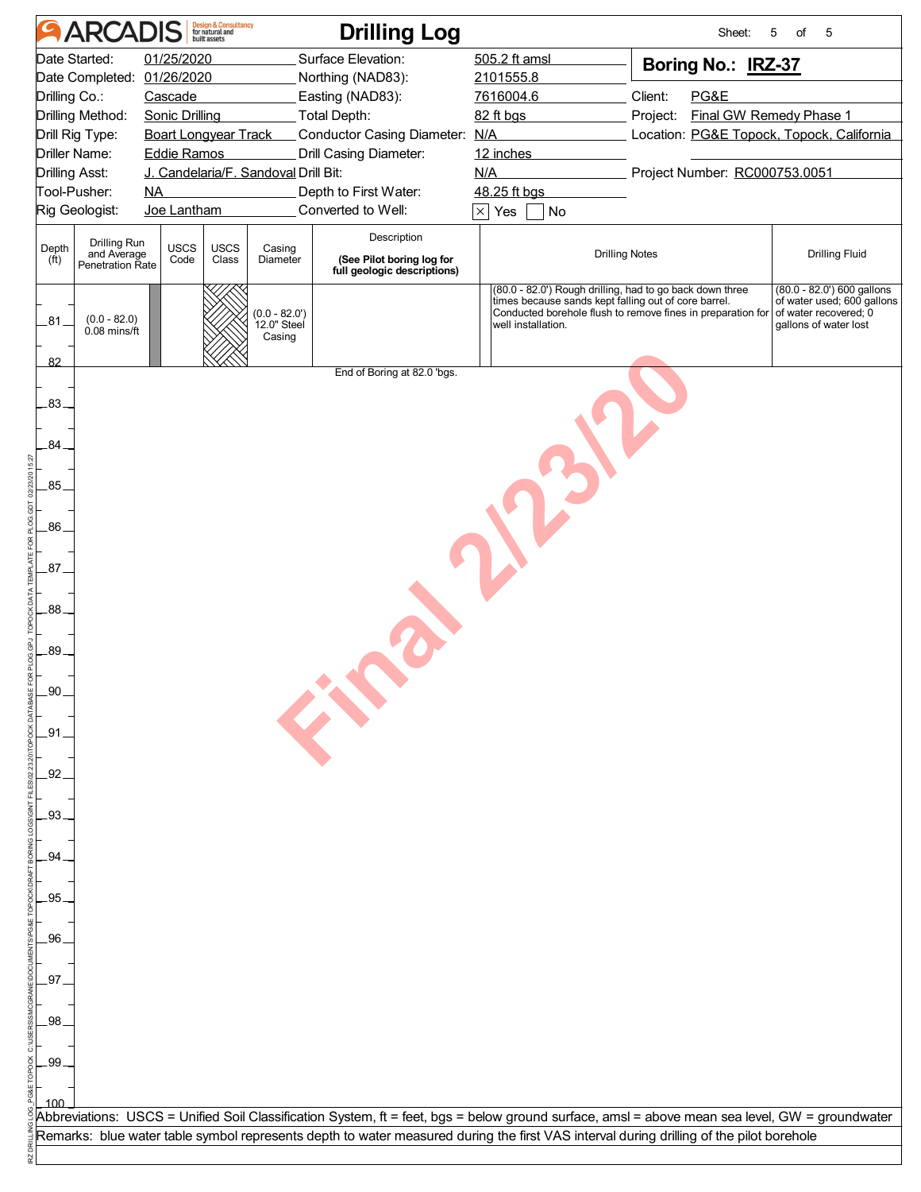# ARCADIS Drilling Log

**Boring No.: IRZ-37**

| | | | |
|---|---|---|---|
| Date Started: | 01/25/2020 | Surface Elevation: | 505.2 ft amsl |
| Date Completed: | 01/26/2020 | Northing (NAD83): | 2101555.8 |
| Drilling Co.: | Cascade | Easting (NAD83): | 7616004.6 |
| Drilling Method: | Sonic Drilling | Total Depth: | 82 ft bgs |
| Drill Rig Type: | Boart Longyear Track | Conductor Casing Diameter: | N/A |
| Driller Name: | Eddie Ramos | Drill Casing Diameter: | 12 inches |
| Drilling Asst: | J. Candelaria/F. Sandoval | Drill Bit: | N/A |
| Tool-Pusher: | NA | Depth to First Water: | 48.25 ft bgs |
| Rig Geologist: | Joe Lantham | Converted to Well: | ☒ Yes ☐ No |

Client: PG&E
Project: Final GW Remedy Phase 1
Location: PG&E Topock, Topock, California
Project Number: RC000753.0051

| Depth (ft) | Drilling Run and Average Penetration Rate | USCS Code | USCS Class | Casing Diameter | Description (See Pilot boring log for full geologic descriptions) | Drilling Notes | Drilling Fluid |
|---|---|---|---|---|---|---|---|
| 81–82 | (0.0 - 82.0) 0.08 mins/ft | | | (0.0 - 82.0') 12.0" Steel Casing | | (80.0 - 82.0') Rough drilling, had to go back down three times because sands kept falling out of core barrel. Conducted borehole flush to remove fines in preparation for well installation. | (80.0 - 82.0') 600 gallons of water used; 600 gallons of water recovered; 0 gallons of water lost |

End of Boring at 82.0 'bgs.

Final 2/23/20

Abbreviations: USCS = Unified Soil Classification System, ft = feet, bgs = below ground surface, amsl = above mean sea level, GW = groundwater

Remarks: blue water table symbol represents depth to water measured during the first VAS interval during drilling of the pilot borehole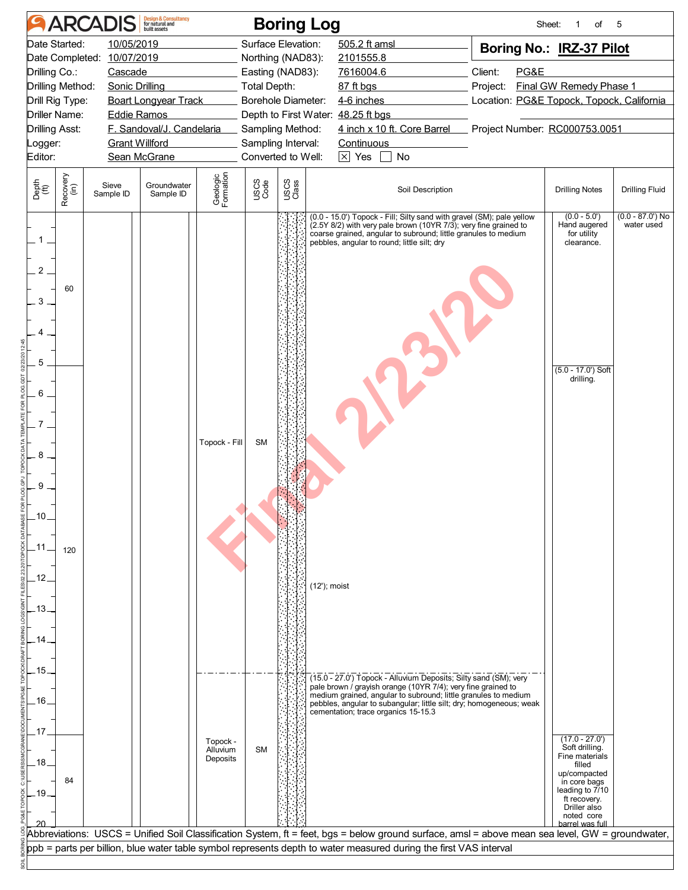# ARCADIS — Boring Log

| | | | |
|---|---|---|---|
| Date Started: | 10/05/2019 | Surface Elevation: | 505.2 ft amsl |
| Date Completed: | 10/07/2019 | Northing (NAD83): | 2101555.8 |
| Drilling Co.: | Cascade | Easting (NAD83): | 7616004.6 |
| Drilling Method: | Sonic Drilling | Total Depth: | 87 ft bgs |
| Drill Rig Type: | Boart Longyear Track | Borehole Diameter: | 4-6 inches |
| Driller Name: | Eddie Ramos | Depth to First Water: | 48.25 ft bgs |
| Drilling Asst: | F. Sandoval/J. Candelaria | Sampling Method: | 4 inch x 10 ft. Core Barrel |
| Logger: | Grant Willford | Sampling Interval: | Continuous |
| Editor: | Sean McGrane | Converted to Well: | ☒ Yes ☐ No |

**Boring No.: IRZ-37 Pilot**

Client: PG&E
Project: Final GW Remedy Phase 1
Location: PG&E Topock, Topock, California
Project Number: RC000753.0051

| Depth (ft) | Recovery (in) | Sieve Sample ID | Groundwater Sample ID | Geologic Formation | USCS Code | USCS Class | Soil Description | Drilling Notes | Drilling Fluid |
|---|---|---|---|---|---|---|---|---|---|
| 0 - 5 | 60 | | | Topock - Fill | SM | | (0.0 - 15.0') Topock - Fill; Silty sand with gravel (SM); pale yellow (2.5Y 8/2) with very pale brown (10YR 7/3); very fine grained to coarse grained, angular to subround; little granules to medium pebbles, angular to round; little silt; dry | (0.0 - 5.0') Hand augered for utility clearance. | (0.0 - 87.0') No water used |
| 5 - 17 | 120 | | | | | | (12'); moist | (5.0 - 17.0') Soft drilling. | |
| 15 - 20 | | | | Topock - Alluvium Deposits | SM | | (15.0 - 27.0') Topock - Alluvium Deposits; Silty sand (SM); very pale brown / grayish orange (10YR 7/4); very fine grained to medium grained, angular to subround; little granules to medium pebbles, angular to subangular; little silt; dry; homogeneous; weak cementation; trace organics 15-15.3 | | |
| 17 - 20 | 84 | | | | | | | (17.0 - 27.0') Soft drilling. Fine materials filled up/compacted in core bags leading to 7/10 ft recovery. Driller also noted core barrel was full | |

Abbreviations: USCS = Unified Soil Classification System, ft = feet, bgs = below ground surface, amsl = above mean sea level, GW = groundwater, ppb = parts per billion, blue water table symbol represents depth to water measured during the first VAS interval

Final 2/23/20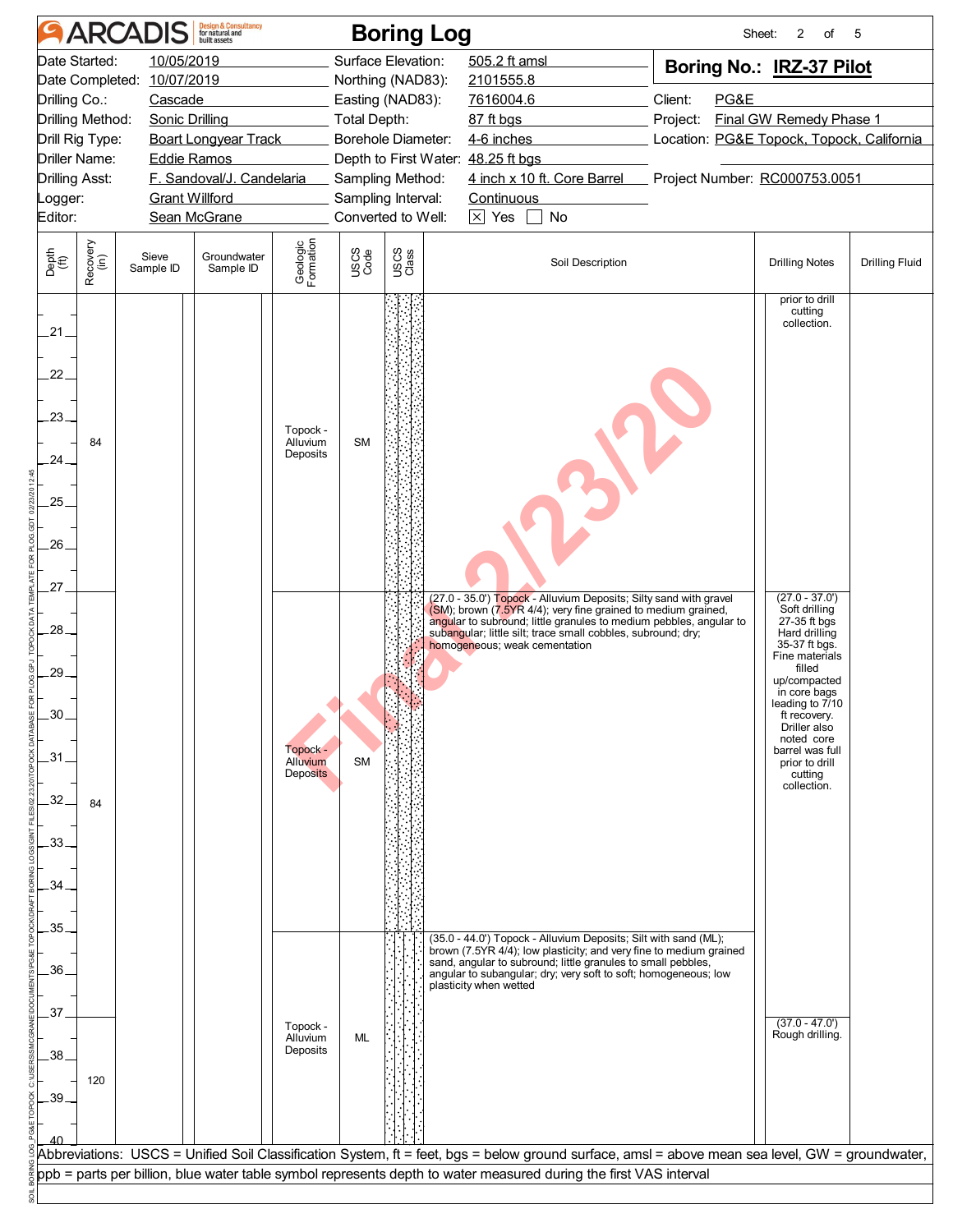# Boring Log

**ARCADIS** Design & Consultancy for natural and built assets

Sheet: 2 of 5

| | | | |
|---|---|---|---|
| Date Started: | 10/05/2019 | Surface Elevation: | 505.2 ft amsl |
| Date Completed: | 10/07/2019 | Northing (NAD83): | 2101555.8 |
| Drilling Co.: | Cascade | Easting (NAD83): | 7616004.6 |
| Drilling Method: | Sonic Drilling | Total Depth: | 87 ft bgs |
| Drill Rig Type: | Boart Longyear Track | Borehole Diameter: | 4-6 inches |
| Driller Name: | Eddie Ramos | Depth to First Water: | 48.25 ft bgs |
| Drilling Asst: | F. Sandoval/J. Candelaria | Sampling Method: | 4 inch x 10 ft. Core Barrel |
| Logger: | Grant Willford | Sampling Interval: | Continuous |
| Editor: | Sean McGrane | Converted to Well: | ☒ Yes ☐ No |

**Boring No.: IRZ-37 Pilot**

Client: PG&E
Project: Final GW Remedy Phase 1
Location: PG&E Topock, Topock, California
Project Number: RC000753.0051

| Depth (ft) | Recovery (in) | Sieve Sample ID | Groundwater Sample ID | Geologic Formation | USCS Code | Soil Description | Drilling Notes | Drilling Fluid |
|---|---|---|---|---|---|---|---|---|
| 20 - 27 | 84 | | | Topock - Alluvium Deposits | SM | | prior to drill cutting collection. | |
| 27.0 - 35.0 | 84 | | | Topock - Alluvium Deposits | SM | (27.0 - 35.0') Topock - Alluvium Deposits; Silty sand with gravel (SM); brown (7.5YR 4/4); very fine grained to medium grained, angular to subround; little granules to medium pebbles, angular to subangular; little silt; trace small cobbles, subround; dry; homogeneous; weak cementation | (27.0 - 37.0') Soft drilling 27-35 ft bgs Hard drilling 35-37 ft bgs. Fine materials filled up/compacted in core bags leading to 7/10 ft recovery. Driller also noted core barrel was full prior to drill cutting collection. | |
| 35.0 - 40 | 120 (37-47) | | | Topock - Alluvium Deposits | ML | (35.0 - 44.0') Topock - Alluvium Deposits; Silt with sand (ML); brown (7.5YR 4/4); low plasticity; and very fine to medium grained sand, angular to subround; little granules to small pebbles, angular to subangular; dry; very soft to soft; homogeneous; low plasticity when wetted | (37.0 - 47.0') Rough drilling. | |

Abbreviations: USCS = Unified Soil Classification System, ft = feet, bgs = below ground surface, amsl = above mean sea level, GW = groundwater, ppb = parts per billion, blue water table symbol represents depth to water measured during the first VAS interval

Final 2/23/20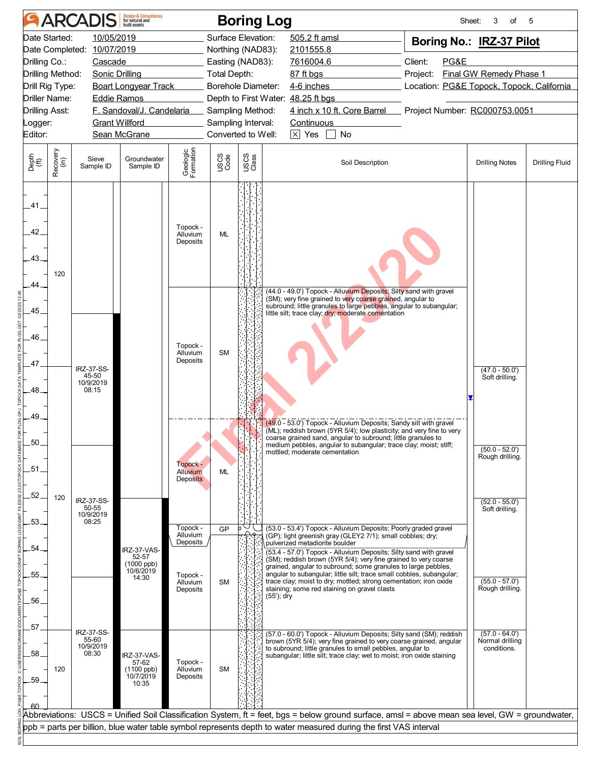# ARCADIS Boring Log

Sheet: 3 of 5

**Boring No.: IRZ-37 Pilot**

| | | | |
|---|---|---|---|
| Date Started: | 10/05/2019 | Surface Elevation: | 505.2 ft amsl |
| Date Completed: | 10/07/2019 | Northing (NAD83): | 2101555.8 |
| Drilling Co.: | Cascade | Easting (NAD83): | 7616004.6 |
| Drilling Method: | Sonic Drilling | Total Depth: | 87 ft bgs |
| Drill Rig Type: | Boart Longyear Track | Borehole Diameter: | 4-6 inches |
| Driller Name: | Eddie Ramos | Depth to First Water: | 48.25 ft bgs |
| Drilling Asst: | F. Sandoval/J. Candelaria | Sampling Method: | 4 inch x 10 ft. Core Barrel |
| Logger: | Grant Willford | Sampling Interval: | Continuous |
| Editor: | Sean McGrane | Converted to Well: | [X] Yes [ ] No |

Client: PG&E
Project: Final GW Remedy Phase 1
Location: PG&E Topock, Topock, California
Project Number: RC000753.0051

| Depth (ft) | Recovery (in) | Sieve Sample ID | Groundwater Sample ID | Geologic Formation | USCS Code | Soil Description | Drilling Notes | Drilling Fluid |
|---|---|---|---|---|---|---|---|---|
| 40–44 | 120 | | | Topock - Alluvium Deposits | ML | | | |
| 44–49 | | IRZ-37-SS-45-50 10/9/2019 08:15 | | Topock - Alluvium Deposits | SM | (44.0 - 49.0') Topock - Alluvium Deposits; Silty sand with gravel (SM); very fine grained to very coarse grained, angular to subround; little granules to large pebbles, angular to subangular; little silt; trace clay; dry; moderate cementation | (47.0 - 50.0') Soft drilling. | |
| 49–53 | 120 | IRZ-37-SS-50-55 10/9/2019 08:25 | | Topock - Alluvium Deposits | ML | (49.0 - 53.0') Topock - Alluvium Deposits; Sandy silt with gravel (ML); reddish brown (5YR 5/4); low plasticity; and very fine to very coarse grained sand, angular to subround; little granules to medium pebbles, angular to subangular; trace clay; moist; stiff; mottled; moderate cementation | (50.0 - 52.0') Rough drilling. (52.0 - 55.0') Soft drilling. | |
| 53–53.4 | | | | Topock - Alluvium Deposits | GP | (53.0 - 53.4') Topock - Alluvium Deposits; Poorly graded gravel (GP); light greenish gray (GLEY2 7/1); small cobbles; dry; pulverized metadiorite boulder | | |
| 53.4–57 | | | IRZ-37-VAS-52-57 (1000 ppb) 10/6/2019 14:30 | Topock - Alluvium Deposits | SM | (53.4 - 57.0') Topock - Alluvium Deposits; Silty sand with gravel (SM); reddish brown (5YR 5/4); very fine grained to very coarse grained, angular to subround; some granules to large pebbles, angular to subangular; little silt; trace small cobbles, subangular; trace clay; moist to dry; mottled; strong cementation; iron oxide staining; some red staining on gravel clasts (55'); dry | (55.0 - 57.0') Rough drilling. | |
| 57–60 | 120 | IRZ-37-SS-55-60 10/9/2019 08:30 | IRZ-37-VAS-57-62 (1100 ppb) 10/7/2019 10:35 | Topock - Alluvium Deposits | SM | (57.0 - 60.0') Topock - Alluvium Deposits; Silty sand (SM); reddish brown (5YR 5/4); very fine grained to very coarse grained, angular to subround; little granules to small pebbles, angular to subangular; little silt; trace clay; wet to moist; iron oxide staining | (57.0 - 64.0') Normal drilling conditions. | |

Abbreviations: USCS = Unified Soil Classification System, ft = feet, bgs = below ground surface, amsl = above mean sea level, GW = groundwater, ppb = parts per billion, blue water table symbol represents depth to water measured during the first VAS interval

Final 2/23/20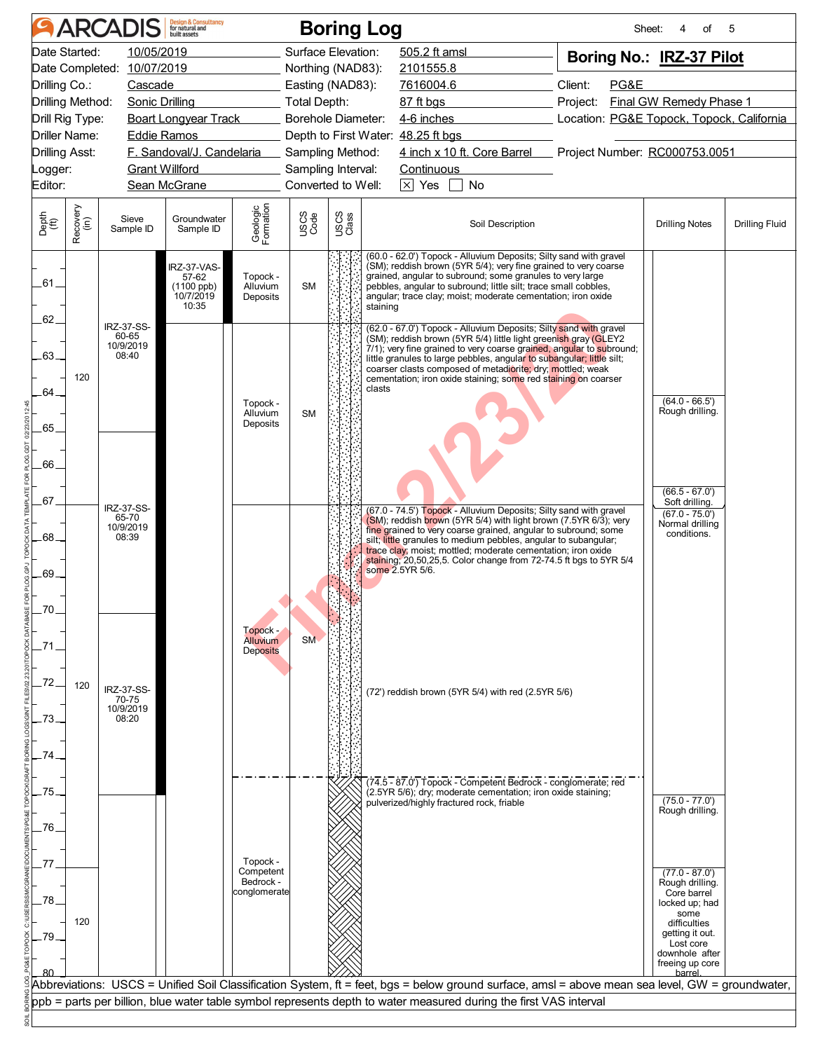# ARCADIS Boring Log

Sheet: 4 of 5

| | | | |
|---|---|---|---|
| Date Started: | 10/05/2019 | Surface Elevation: | 505.2 ft amsl |
| Date Completed: | 10/07/2019 | Northing (NAD83): | 2101555.8 |
| Drilling Co.: | Cascade | Easting (NAD83): | 7616004.6 |
| Drilling Method: | Sonic Drilling | Total Depth: | 87 ft bgs |
| Drill Rig Type: | Boart Longyear Track | Borehole Diameter: | 4-6 inches |
| Driller Name: | Eddie Ramos | Depth to First Water: | 48.25 ft bgs |
| Drilling Asst: | F. Sandoval/J. Candelaria | Sampling Method: | 4 inch x 10 ft. Core Barrel |
| Logger: | Grant Willford | Sampling Interval: | Continuous |
| Editor: | Sean McGrane | Converted to Well: | ☒ Yes ☐ No |

**Boring No.: IRZ-37 Pilot**

Client: PG&E
Project: Final GW Remedy Phase 1
Location: PG&E Topock, Topock, California
Project Number: RC000753.0051

| Depth (ft) | Recovery (in) | Sieve Sample ID | Groundwater Sample ID | Geologic Formation | USCS Code | Soil Description | Drilling Notes |
|---|---|---|---|---|---|---|---|
| 60–62 | 120 | IRZ-37-SS-60-65 10/9/2019 08:40 | IRZ-37-VAS-57-62 (1100 ppb) 10/7/2019 10:35 | Topock - Alluvium Deposits | SM | (60.0 - 62.0') Topock - Alluvium Deposits; Silty sand with gravel (SM); reddish brown (5YR 5/4); very fine grained to very coarse grained, angular to subround; some granules to very large pebbles, angular to subround; little silt; trace small cobbles, angular; trace clay; moist; moderate cementation; iron oxide staining | |
| 62–67 | | | | Topock - Alluvium Deposits | SM | (62.0 - 67.0') Topock - Alluvium Deposits; Silty sand with gravel (SM); reddish brown (5YR 5/4) little light greenish gray (GLEY2 7/1); very fine grained to very coarse grained, angular to subround; little granules to large pebbles, angular to subangular; little silt; coarser clasts composed of metadiorite; dry; mottled; weak cementation; iron oxide staining; some red staining on coarser clasts | (64.0 - 66.5') Rough drilling. (66.5 - 67.0') Soft drilling. |
| 67–74.5 | 120 | IRZ-37-SS-65-70 10/9/2019 08:39; IRZ-37-SS-70-75 10/9/2019 08:20 | | Topock - Alluvium Deposits | SM | (67.0 - 74.5') Topock - Alluvium Deposits; Silty sand with gravel (SM); reddish brown (5YR 5/4) with light brown (7.5YR 6/3); very fine grained to very coarse grained, angular to subround; some silt; little granules to medium pebbles, angular to subangular; trace clay; moist; mottled; moderate cementation; iron oxide staining; 20,50,25,5. Color change from 72-74.5 ft bgs to 5YR 5/4 some 2.5YR 5/6. (72') reddish brown (5YR 5/4) with red (2.5YR 5/6) | (67.0 - 75.0') Normal drilling conditions. |
| 74.5–80 | 120 | | | Topock - Competent Bedrock - conglomerate | | (74.5 - 87.0') Topock - Competent Bedrock - conglomerate; red (2.5YR 5/6); dry; moderate cementation; iron oxide staining; pulverized/highly fractured rock, friable | (75.0 - 77.0') Rough drilling. (77.0 - 87.0') Rough drilling. Core barrel locked up; had some difficulties getting it out. Lost core downhole after freeing up core barrel. |

Abbreviations: USCS = Unified Soil Classification System, ft = feet, bgs = below ground surface, amsl = above mean sea level, GW = groundwater, ppb = parts per billion, blue water table symbol represents depth to water measured during the first VAS interval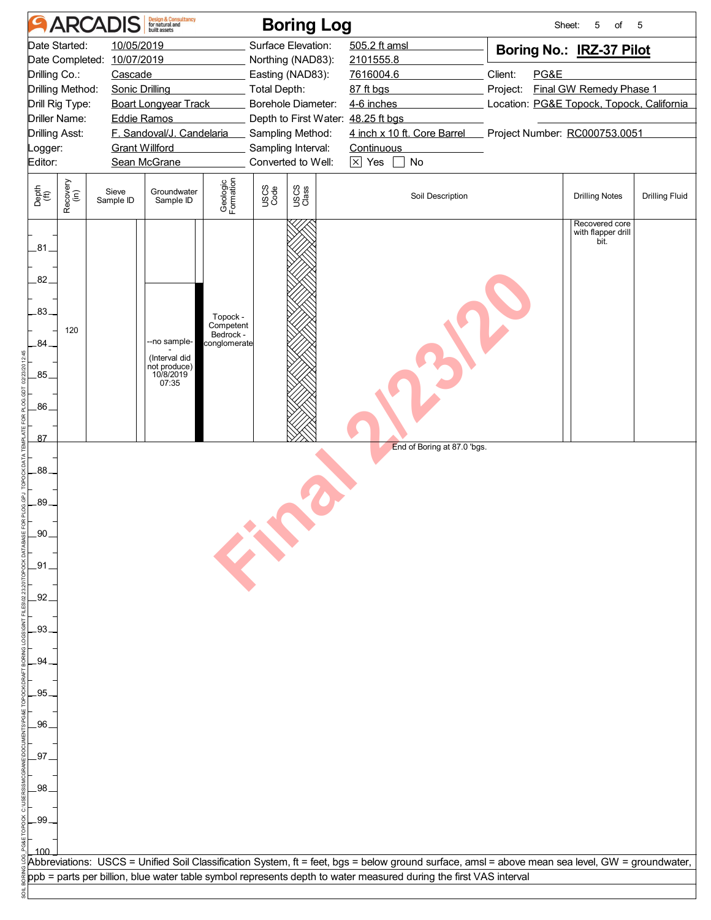# ARCADIS Boring Log

| | | | |
|---|---|---|---|
| Date Started: | 10/05/2019 | Surface Elevation: | 505.2 ft amsl |
| Date Completed: | 10/07/2019 | Northing (NAD83): | 2101555.8 |
| Drilling Co.: | Cascade | Easting (NAD83): | 7616004.6 |
| Drilling Method: | Sonic Drilling | Total Depth: | 87 ft bgs |
| Drill Rig Type: | Boart Longyear Track | Borehole Diameter: | 4-6 inches |
| Driller Name: | Eddie Ramos | Depth to First Water: | 48.25 ft bgs |
| Drilling Asst: | F. Sandoval/J. Candelaria | Sampling Method: | 4 inch x 10 ft. Core Barrel |
| Logger: | Grant Willford | Sampling Interval: | Continuous |
| Editor: | Sean McGrane | Converted to Well: | ☒ Yes ☐ No |

**Boring No.: IRZ-37 Pilot**

Client: PG&E
Project: Final GW Remedy Phase 1
Location: PG&E Topock, Topock, California
Project Number: RC000753.0051

| Depth (ft) | Recovery (in) | Sieve Sample ID | Groundwater Sample ID | Geologic Formation | USCS Code | USCS Class | Soil Description | Drilling Notes | Drilling Fluid |
|---|---|---|---|---|---|---|---|---|---|
| 80–87 | 120 | | --no sample-- (Interval did not produce) 10/8/2019 07:35 | Topock - Competent Bedrock - conglomerate | | | | Recovered core with flapper drill bit. | |

End of Boring at 87.0 'bgs.

Final 2/23/20

Abbreviations: USCS = Unified Soil Classification System, ft = feet, bgs = below ground surface, amsl = above mean sea level, GW = groundwater, ppb = parts per billion, blue water table symbol represents depth to water measured during the first VAS interval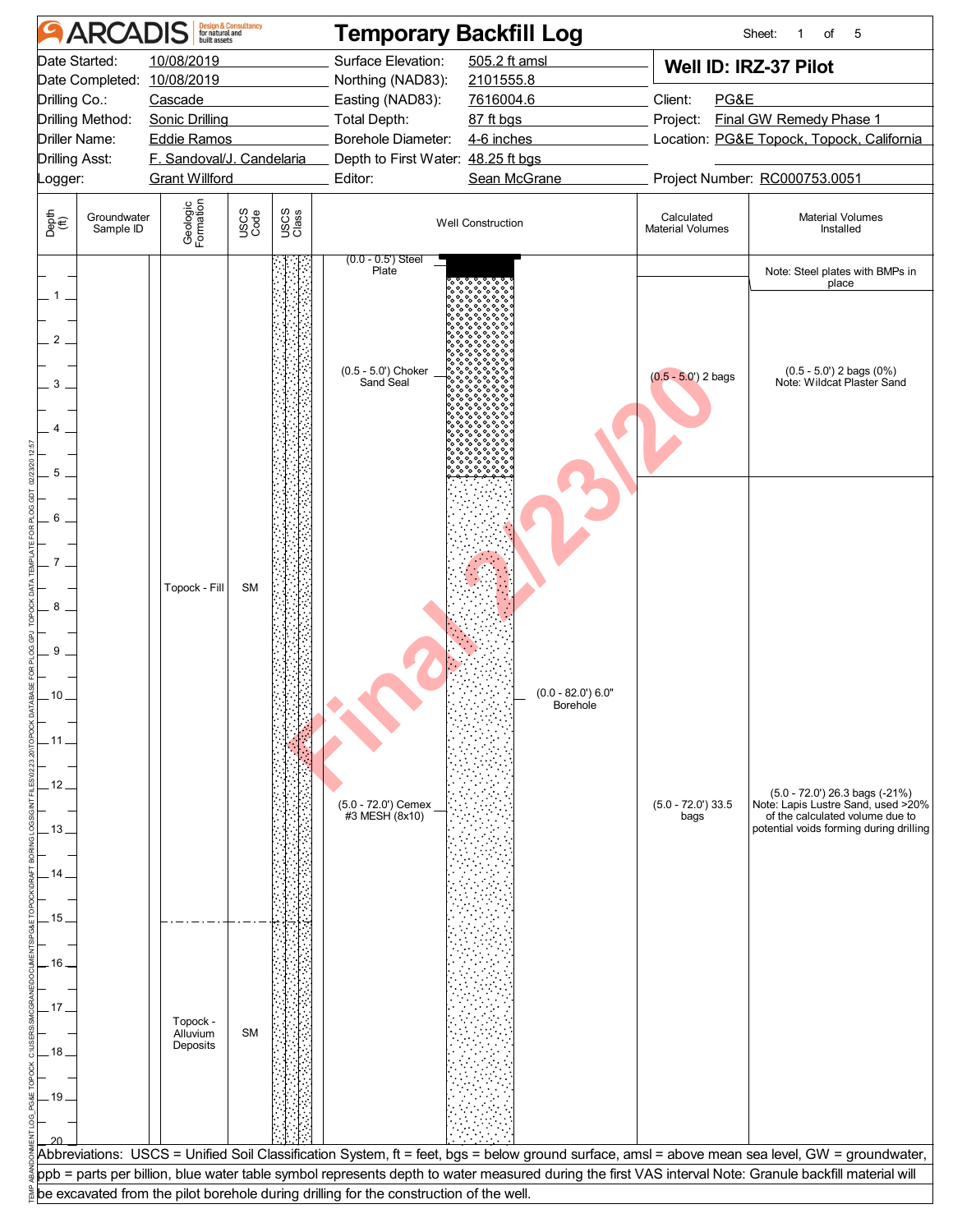# ARCADIS Temporary Backfill Log

Sheet: 1 of 5

| | | | |
|---|---|---|---|
| Date Started: | 10/08/2019 | Surface Elevation: | 505.2 ft amsl |
| Date Completed: | 10/08/2019 | Northing (NAD83): | 2101555.8 |
| Drilling Co.: | Cascade | Easting (NAD83): | 7616004.6 |
| Drilling Method: | Sonic Drilling | Total Depth: | 87 ft bgs |
| Driller Name: | Eddie Ramos | Borehole Diameter: | 4-6 inches |
| Drilling Asst: | F. Sandoval/J. Candelaria | Depth to First Water: | 48.25 ft bgs |
| Logger: | Grant Willford | Editor: | Sean McGrane |

**Well ID: IRZ-37 Pilot**

Client: PG&E
Project: Final GW Remedy Phase 1
Location: PG&E Topock, Topock, California
Project Number: RC000753.0051

| Depth (ft) | Groundwater Sample ID | Geologic Formation | USCS Code | Well Construction | Calculated Material Volumes | Material Volumes Installed |
|---|---|---|---|---|---|---|
| 0.0 - 0.5 | | Topock - Fill | SM | (0.0 - 0.5') Steel Plate | | Note: Steel plates with BMPs in place |
| 0.5 - 5.0 | | Topock - Fill | SM | (0.5 - 5.0') Choker Sand Seal | (0.5 - 5.0') 2 bags | (0.5 - 5.0') 2 bags (0%) Note: Wildcat Plaster Sand |
| 5.0 - 15.0 | | Topock - Fill | SM | (5.0 - 72.0') Cemex #3 MESH (8x10) | (5.0 - 72.0') 33.5 bags | (5.0 - 72.0') 26.3 bags (-21%) Note: Lapis Lustre Sand, used >20% of the calculated volume due to potential voids forming during drilling |
| 15.0 - 20.0 | | Topock - Alluvium Deposits | SM | | | |

Well construction note: (0.0 - 82.0') 6.0" Borehole

Final 2/23/20

Abbreviations: USCS = Unified Soil Classification System, ft = feet, bgs = below ground surface, amsl = above mean sea level, GW = groundwater, ppb = parts per billion, blue water table symbol represents depth to water measured during the first VAS interval Note: Granule backfill material will be excavated from the pilot borehole during drilling for the construction of the well.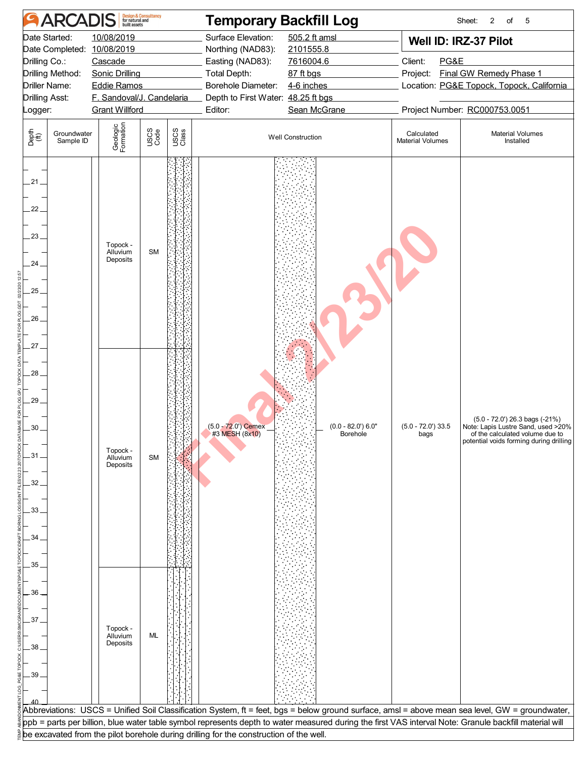# ARCADIS — Temporary Backfill Log

Sheet: 2 of 5

| | | | |
|---|---|---|---|
| Date Started: | 10/08/2019 | Surface Elevation: | 505.2 ft amsl |
| Date Completed: | 10/08/2019 | Northing (NAD83): | 2101555.8 |
| Drilling Co.: | Cascade | Easting (NAD83): | 7616004.6 |
| Drilling Method: | Sonic Drilling | Total Depth: | 87 ft bgs |
| Driller Name: | Eddie Ramos | Borehole Diameter: | 4-6 inches |
| Drilling Asst: | F. Sandoval/J. Candelaria | Depth to First Water: | 48.25 ft bgs |
| Logger: | Grant Willford | Editor: | Sean McGrane |

## Well ID: IRZ-37 Pilot

Client: PG&E
Project: Final GW Remedy Phase 1
Location: PG&E Topock, Topock, California
Project Number: RC000753.0051

| Depth (ft) | Groundwater Sample ID | Geologic Formation | USCS Code | USCS Class | Well Construction | Calculated Material Volumes | Material Volumes Installed |
|---|---|---|---|---|---|---|---|
| 20–27 | | Topock - Alluvium Deposits | SM | | | | |
| 27–35 | | Topock - Alluvium Deposits | SM | | (5.0 - 72.0') Cemex #3 MESH (8x10); (0.0 - 82.0') 6.0" Borehole | (5.0 - 72.0') 33.5 bags | (5.0 - 72.0') 26.3 bags (-21%) Note: Lapis Lustre Sand, used >20% of the calculated volume due to potential voids forming during drilling |
| 35–40 | | Topock - Alluvium Deposits | ML | | | | |

Final 2/23/20

Abbreviations: USCS = Unified Soil Classification System, ft = feet, bgs = below ground surface, amsl = above mean sea level, GW = groundwater, ppb = parts per billion, blue water table symbol represents depth to water measured during the first VAS interval Note: Granule backfill material will be excavated from the pilot borehole during drilling for the construction of the well.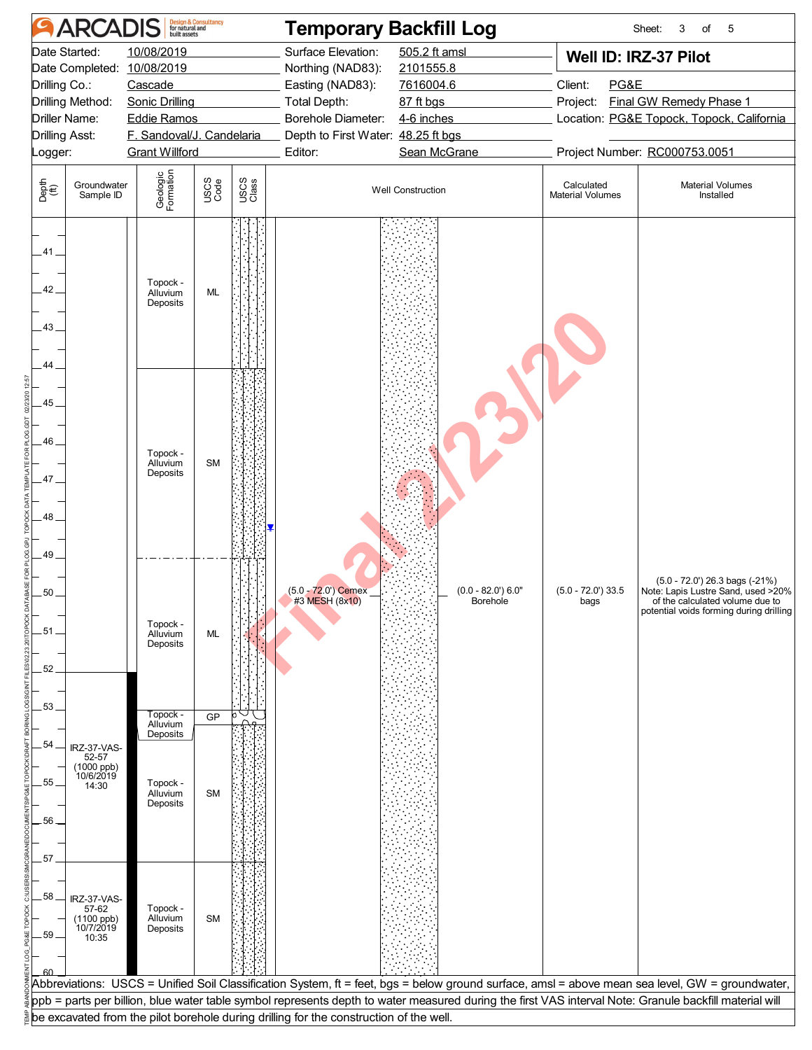# ARCADIS Temporary Backfill Log

**Well ID: IRZ-37 Pilot**

| | | | |
|---|---|---|---|
| Date Started: | 10/08/2019 | Surface Elevation: | 505.2 ft amsl |
| Date Completed: | 10/08/2019 | Northing (NAD83): | 2101555.8 |
| Drilling Co.: | Cascade | Easting (NAD83): | 7616004.6 |
| Drilling Method: | Sonic Drilling | Total Depth: | 87 ft bgs |
| Driller Name: | Eddie Ramos | Borehole Diameter: | 4-6 inches |
| Drilling Asst: | F. Sandoval/J. Candelaria | Depth to First Water: | 48.25 ft bgs |
| Logger: | Grant Willford | Editor: | Sean McGrane |

Client: PG&E
Project: Final GW Remedy Phase 1
Location: PG&E Topock, Topock, California
Project Number: RC000753.0051

| Depth (ft) | Groundwater Sample ID | Geologic Formation | USCS Code | Well Construction | Calculated Material Volumes | Material Volumes Installed |
|---|---|---|---|---|---|---|
| 40–44 | | Topock - Alluvium Deposits | ML | (5.0 - 72.0') Cemex #3 MESH (8x10); (0.0 - 82.0') 6.0" Borehole | (5.0 - 72.0') 33.5 bags | (5.0 - 72.0') 26.3 bags (-21%) Note: Lapis Lustre Sand, used >20% of the calculated volume due to potential voids forming during drilling |
| 44–49 | | Topock - Alluvium Deposits | SM | | | |
| 49–53 | | Topock - Alluvium Deposits | ML | | | |
| 53–53.5 | | Topock - Alluvium Deposits | GP | | | |
| 53.5–57 | IRZ-37-VAS-52-57 (1000 ppb) 10/6/2019 14:30 | Topock - Alluvium Deposits | SM | | | |
| 57–60 | IRZ-37-VAS-57-62 (1100 ppb) 10/7/2019 10:35 | Topock - Alluvium Deposits | SM | | | |

Depth to first water: 48.25 ft bgs

Final 2/23/20

Abbreviations: USCS = Unified Soil Classification System, ft = feet, bgs = below ground surface, amsl = above mean sea level, GW = groundwater, ppb = parts per billion, blue water table symbol represents depth to water measured during the first VAS interval Note: Granule backfill material will be excavated from the pilot borehole during drilling for the construction of the well.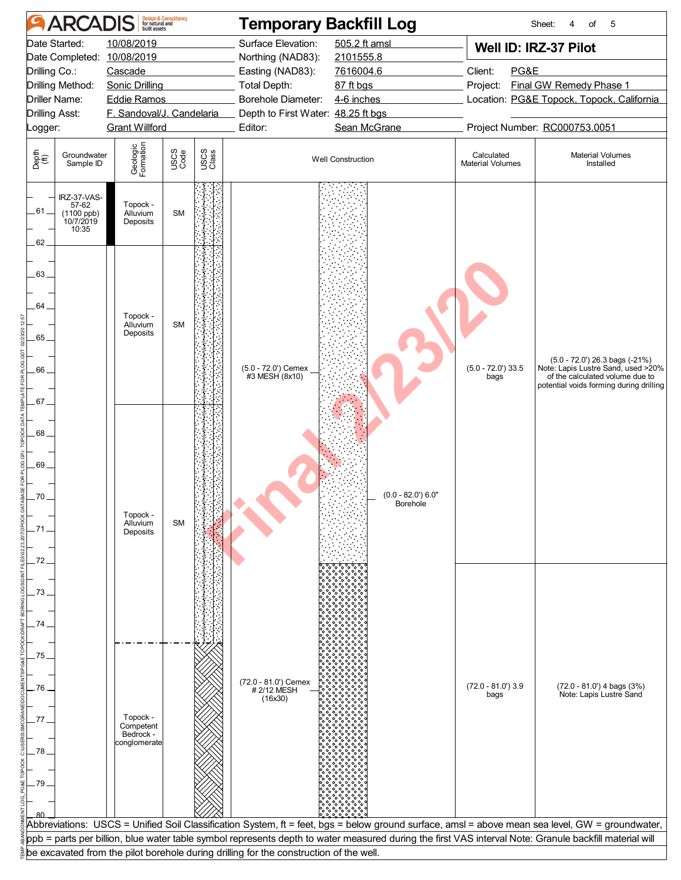# ARCADIS — Temporary Backfill Log

Sheet: 4 of 5

**Well ID: IRZ-37 Pilot**

| | | | |
|---|---|---|---|
| Date Started: 10/08/2019 | Surface Elevation: 505.2 ft amsl | Client: PG&E | |
| Date Completed: 10/08/2019 | Northing (NAD83): 2101555.8 | Project: Final GW Remedy Phase 1 | |
| Drilling Co.: Cascade | Easting (NAD83): 7616004.6 | Location: PG&E Topock, Topock, California | |
| Drilling Method: Sonic Drilling | Total Depth: 87 ft bgs | Project Number: RC000753.0051 | |
| Driller Name: Eddie Ramos | Borehole Diameter: 4-6 inches | | |
| Drilling Asst: F. Sandoval/J. Candelaria | Depth to First Water: 48.25 ft bgs | | |
| Logger: Grant Willford | Editor: Sean McGrane | | |

| Depth (ft) | Groundwater Sample ID | Geologic Formation | USCS Code | Well Construction | Calculated Material Volumes | Material Volumes Installed |
|---|---|---|---|---|---|---|
| 60–62 | IRZ-37-VAS-57-62 (1100 ppb) 10/7/2019 10:35 | Topock - Alluvium Deposits | SM | (5.0 - 72.0') Cemex #3 MESH (8x10); (0.0 - 82.0') 6.0" Borehole | (5.0 - 72.0') 33.5 bags | (5.0 - 72.0') 26.3 bags (-21%) Note: Lapis Lustre Sand, used >20% of the calculated volume due to potential voids forming during drilling |
| 62–67 | | Topock - Alluvium Deposits | SM | | | |
| 67–74.5 | | Topock - Alluvium Deposits | SM | | | |
| 74.5–80 | | Topock - Competent Bedrock - conglomerate | | (72.0 - 81.0') Cemex # 2/12 MESH (16x30) | (72.0 - 81.0') 3.9 bags | (72.0 - 81.0') 4 bags (3%) Note: Lapis Lustre Sand |

Final 2/23/20

Abbreviations: USCS = Unified Soil Classification System, ft = feet, bgs = below ground surface, amsl = above mean sea level, GW = groundwater, ppb = parts per billion, blue water table symbol represents depth to water measured during the first VAS interval Note: Granule backfill material will be excavated from the pilot borehole during drilling for the construction of the well.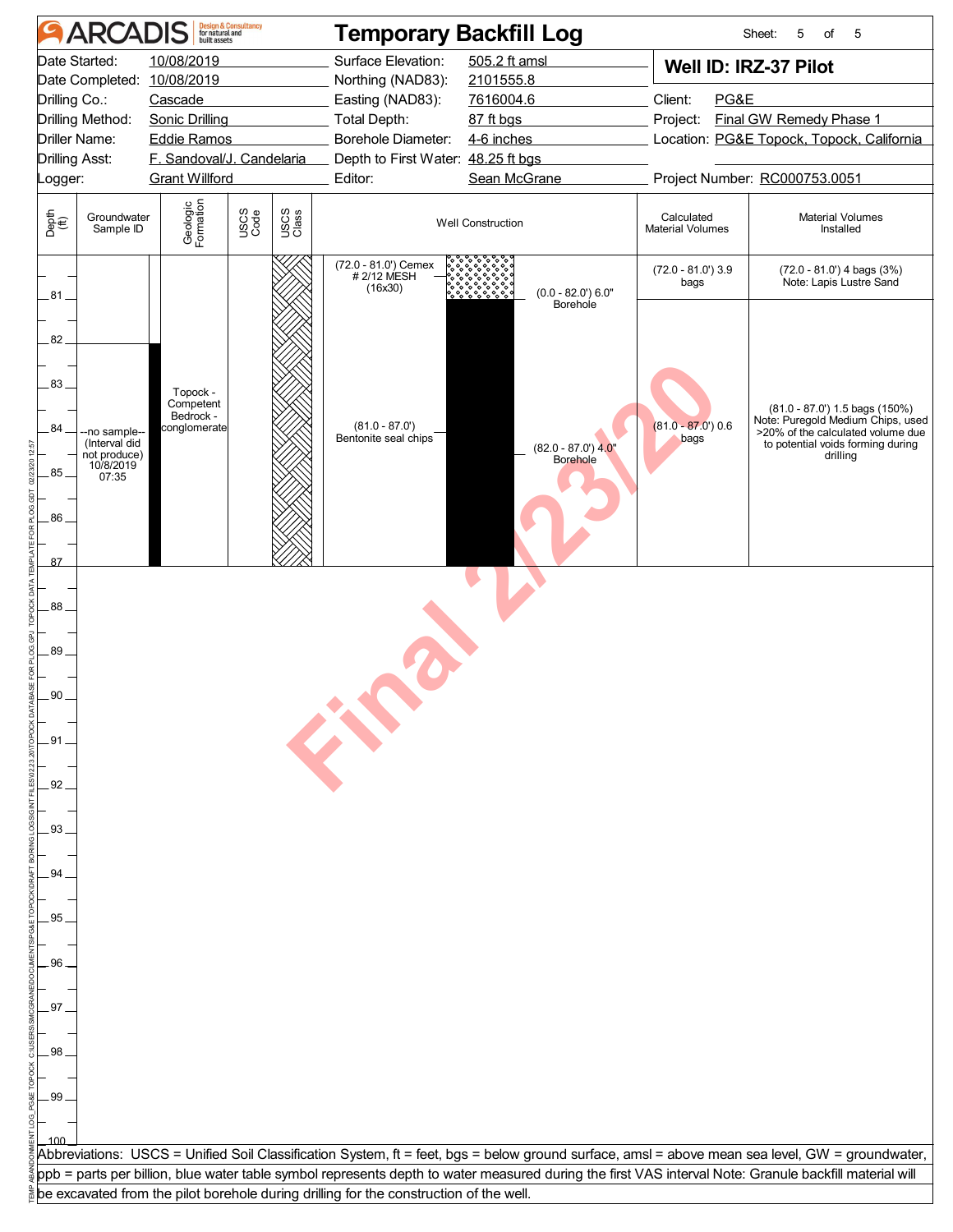# ARCADIS Temporary Backfill Log

**Well ID: IRZ-37 Pilot**

| | | | |
|---|---|---|---|
| Date Started: 10/08/2019 | Surface Elevation: 505.2 ft amsl | Client: PG&E | |
| Date Completed: 10/08/2019 | Northing (NAD83): 2101555.8 | Project: Final GW Remedy Phase 1 | |
| Drilling Co.: Cascade | Easting (NAD83): 7616004.6 | Location: PG&E Topock, Topock, California | |
| Drilling Method: Sonic Drilling | Total Depth: 87 ft bgs | | |
| Driller Name: Eddie Ramos | Borehole Diameter: 4-6 inches | | |
| Drilling Asst: F. Sandoval/J. Candelaria | Depth to First Water: 48.25 ft bgs | | |
| Logger: Grant Willford | Editor: Sean McGrane | Project Number: RC000753.0051 | |

| Depth (ft) | Groundwater Sample ID | Geologic Formation | USCS Code | USCS Class | Well Construction | Calculated Material Volumes | Material Volumes Installed |
|---|---|---|---|---|---|---|---|
| 80–81 | | | | | (72.0 - 81.0') Cemex # 2/12 MESH (16x30); (0.0 - 82.0') 6.0" Borehole | (72.0 - 81.0') 3.9 bags | (72.0 - 81.0') 4 bags (3%) Note: Lapis Lustre Sand |
| 81–87 | --no sample-- (Interval did not produce) 10/8/2019 07:35 | Topock - Competent Bedrock - conglomerate | | | (81.0 - 87.0') Bentonite seal chips; (82.0 - 87.0') 4.0" Borehole | (81.0 - 87.0') 0.6 bags | (81.0 - 87.0') 1.5 bags (150%) Note: Puregold Medium Chips, used >20% of the calculated volume due to potential voids forming during drilling |

Final 2/23/20

Abbreviations: USCS = Unified Soil Classification System, ft = feet, bgs = below ground surface, amsl = above mean sea level, GW = groundwater, ppb = parts per billion, blue water table symbol represents depth to water measured during the first VAS interval Note: Granule backfill material will be excavated from the pilot borehole during drilling for the construction of the well.